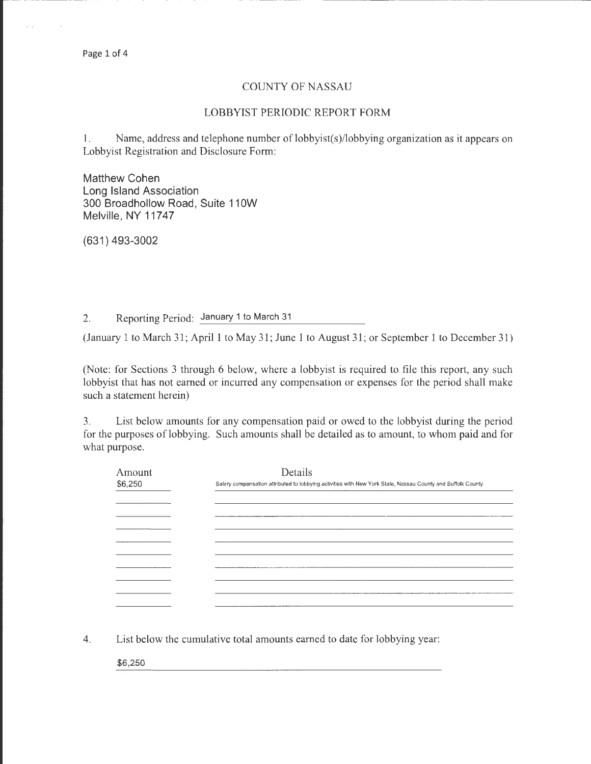# COUNTY OF NASSAU

## LOBBYIST PERIODIC REPORT FORM

1. Name, address and telephone number of lobbyist(s)/lobbying organization as it appears on Lobbyist Registration and Disclosure Form:

Matthew Cohen
Long Island Association
300 Broadhollow Road, Suite 110W
Melville, NY 11747

(631) 493-3002

2. Reporting Period: January 1 to March 31

(January 1 to March 31; April 1 to May 31; June 1 to August 31; or September 1 to December 31)

(Note: for Sections 3 through 6 below, where a lobbyist is required to file this report, any such lobbyist that has not earned or incurred any compensation or expenses for the period shall make such a statement herein)

3. List below amounts for any compensation paid or owed to the lobbyist during the period for the purposes of lobbying. Such amounts shall be detailed as to amount, to whom paid and for what purpose.

| Amount | Details |
|---|---|
| $6,250 | Salary compensation attributed to lobbying activities with New York State, Nassau County and Suffolk County |

4. List below the cumulative total amounts earned to date for lobbying year:

$6,250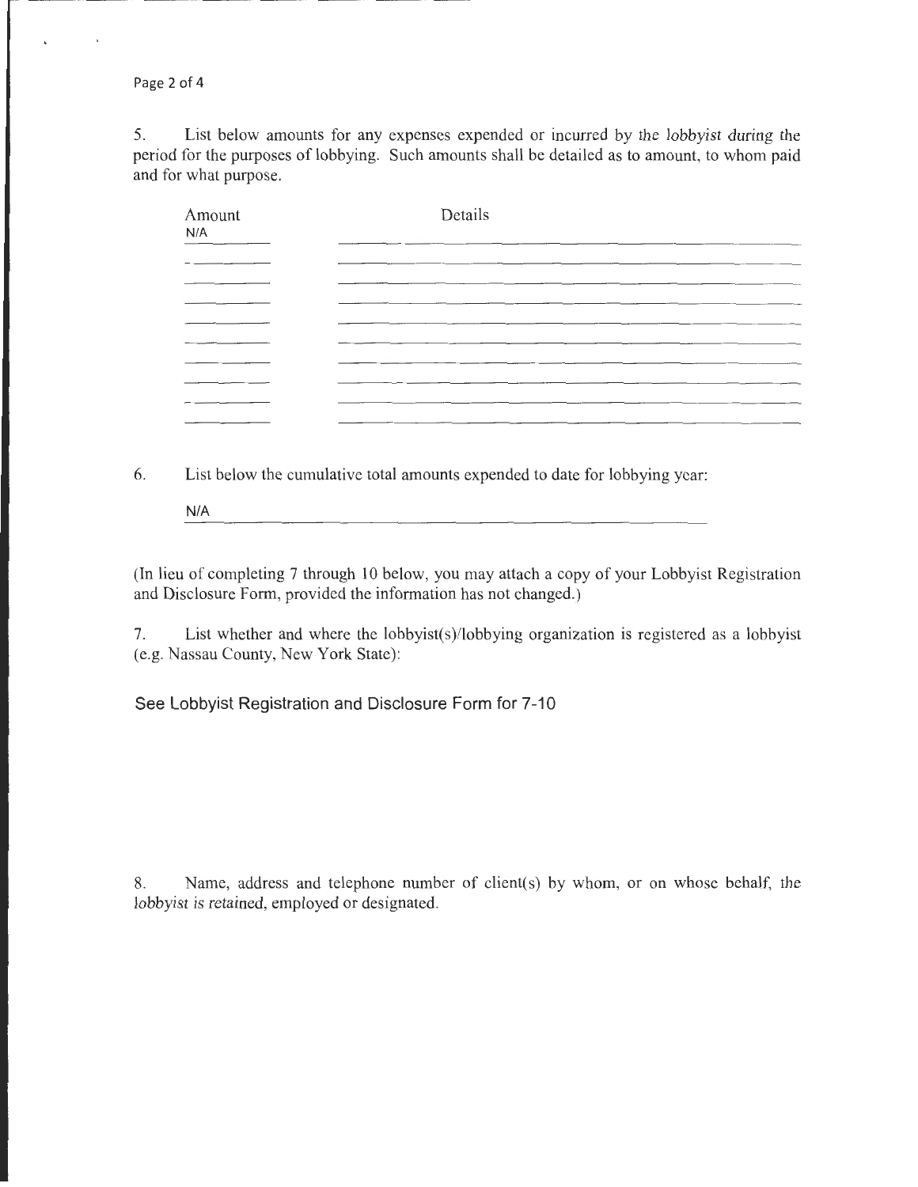5. List below amounts for any expenses expended or incurred by the lobbyist during the period for the purposes of lobbying. Such amounts shall be detailed as to amount, to whom paid and for what purpose.

| Amount | Details |
|---|---|
| N/A | |
| | |
| | |
| | |
| | |
| | |
| | |
| | |
| | |
| | |

6. List below the cumulative total amounts expended to date for lobbying year:

N/A

(In lieu of completing 7 through 10 below, you may attach a copy of your Lobbyist Registration and Disclosure Form, provided the information has not changed.)

7. List whether and where the lobbyist(s)/lobbying organization is registered as a lobbyist (e.g. Nassau County, New York State):

See Lobbyist Registration and Disclosure Form for 7-10

8. Name, address and telephone number of client(s) by whom, or on whose behalf, the lobbyist is retained, employed or designated.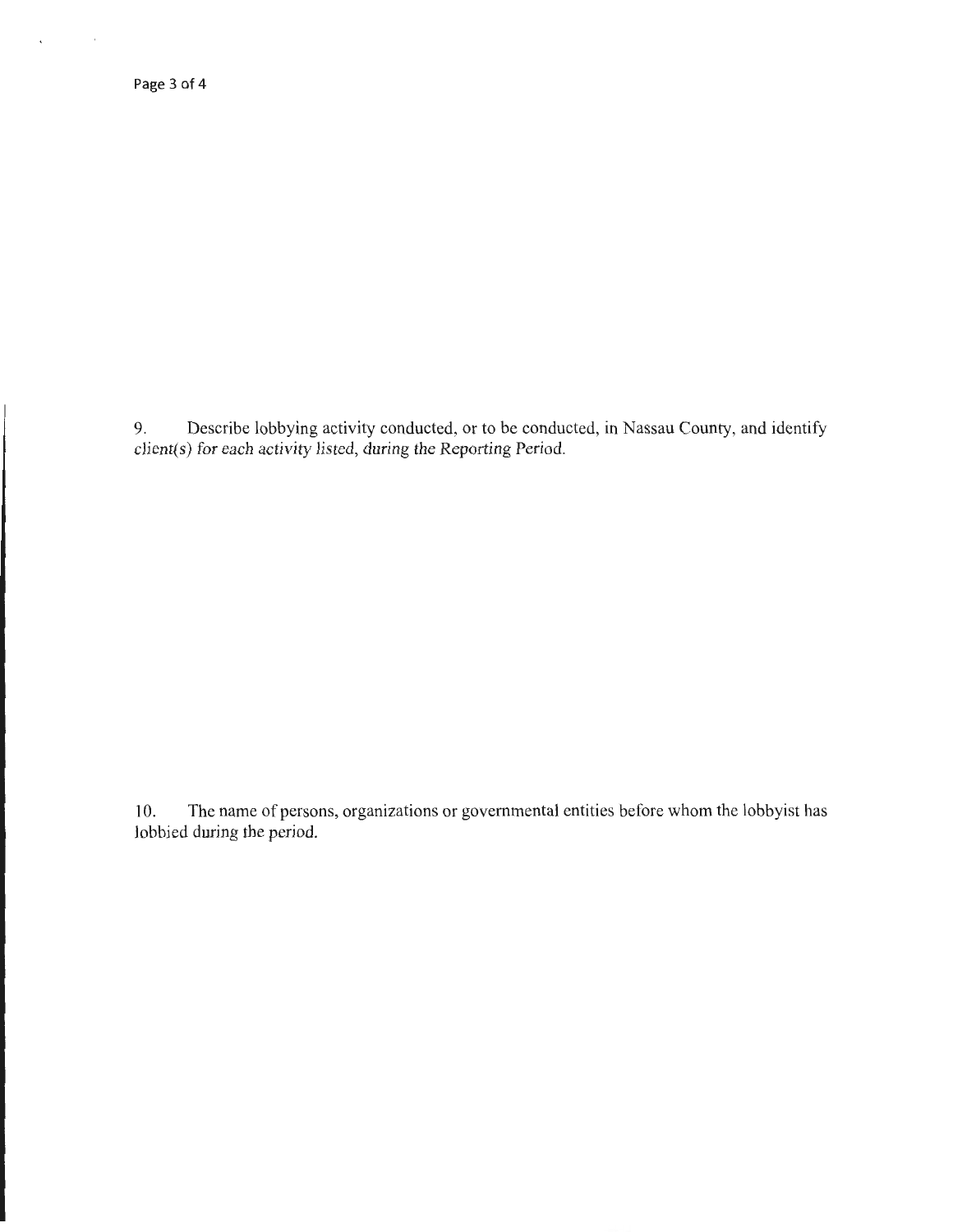9. Describe lobbying activity conducted, or to be conducted, in Nassau County, and identify client(s) for each activity listed, during the Reporting Period.

10. The name of persons, organizations or governmental entities before whom the lobbyist has lobbied during the period.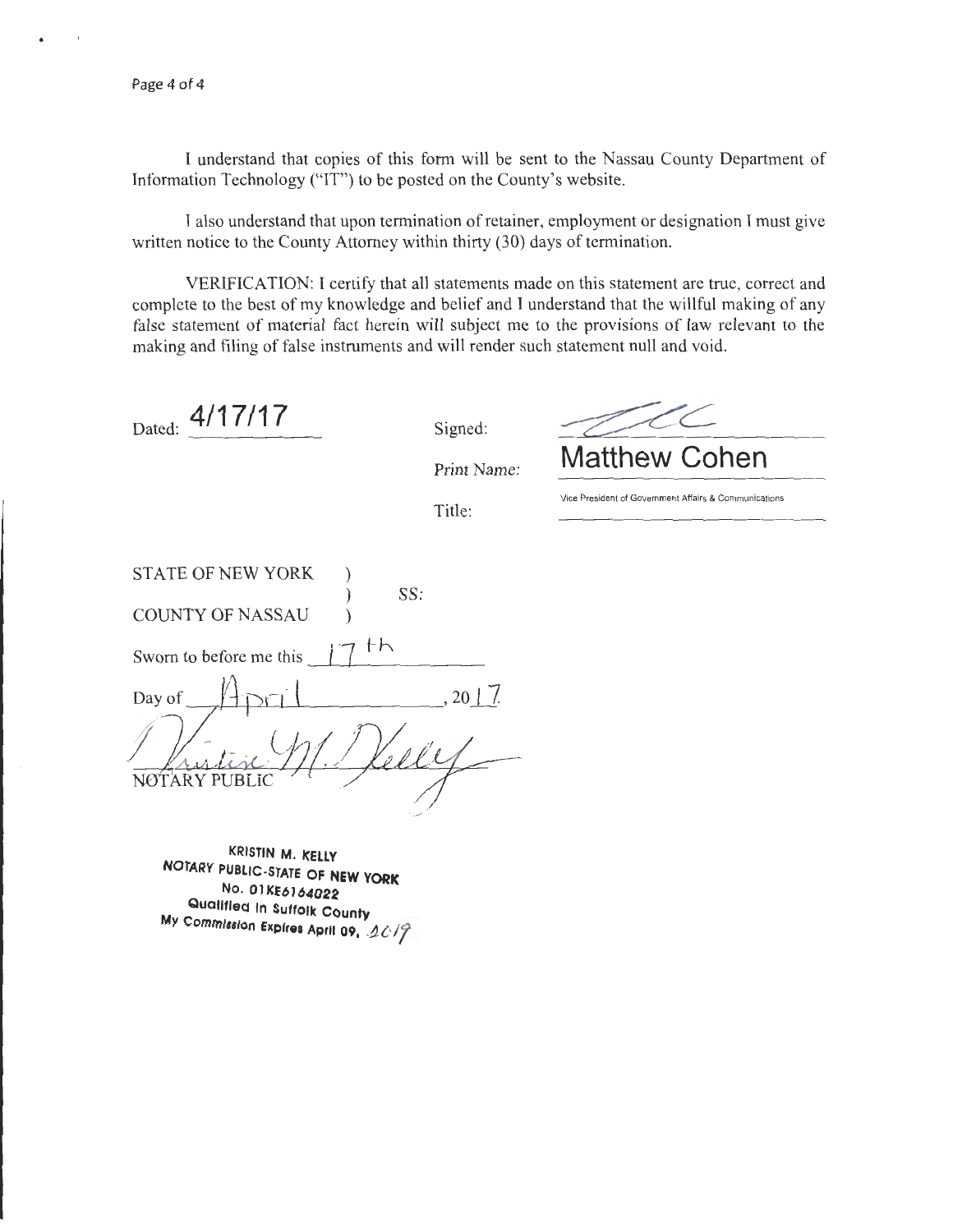I understand that copies of this form will be sent to the Nassau County Department of Information Technology ("IT") to be posted on the County's website.

I also understand that upon termination of retainer, employment or designation I must give written notice to the County Attorney within thirty (30) days of termination.

VERIFICATION: I certify that all statements made on this statement are true, correct and complete to the best of my knowledge and belief and I understand that the willful making of any false statement of material fact herein will subject me to the provisions of law relevant to the making and filing of false instruments and will render such statement null and void.

Dated: 4/17/17

Signed:

Print Name: Matthew Cohen

Title: Vice President of Government Affairs & Communications

STATE OF NEW YORK )
) SS:
COUNTY OF NASSAU )

Sworn to before me this 17th

Day of April, 2017

NOTARY PUBLIC

KRISTIN M. KELLY
NOTARY PUBLIC-STATE OF NEW YORK
No. 01KE6164022
Qualified In Suffolk County
My Commission Expires April 09, 2019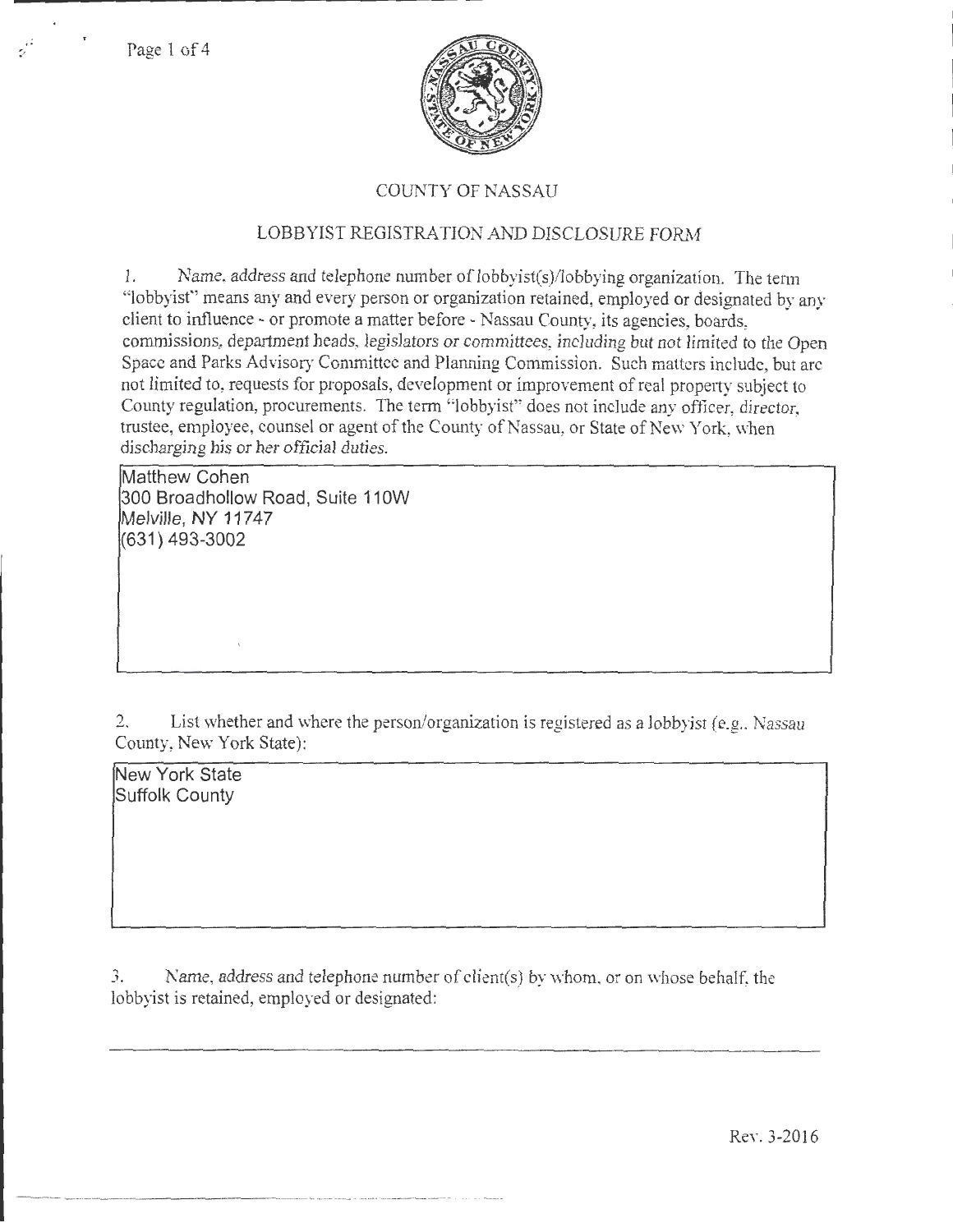# COUNTY OF NASSAU

## LOBBYIST REGISTRATION AND DISCLOSURE FORM

1. Name, address and telephone number of lobbyist(s)/lobbying organization. The term "lobbyist" means any and every person or organization retained, employed or designated by any client to influence - or promote a matter before - Nassau County, its agencies, boards, commissions, department heads, legislators or committees, including but not limited to the Open Space and Parks Advisory Committee and Planning Commission. Such matters include, but are not limited to, requests for proposals, development or improvement of real property subject to County regulation, procurements. The term "lobbyist" does not include any officer, director, trustee, employee, counsel or agent of the County of Nassau, or State of New York, when discharging his or her official duties.

Matthew Cohen
300 Broadhollow Road, Suite 110W
Melville, NY 11747
(631) 493-3002

2. List whether and where the person/organization is registered as a lobbyist (e.g., Nassau County, New York State):

New York State
Suffolk County

3. Name, address and telephone number of client(s) by whom, or on whose behalf, the lobbyist is retained, employed or designated:

Rev. 3-2016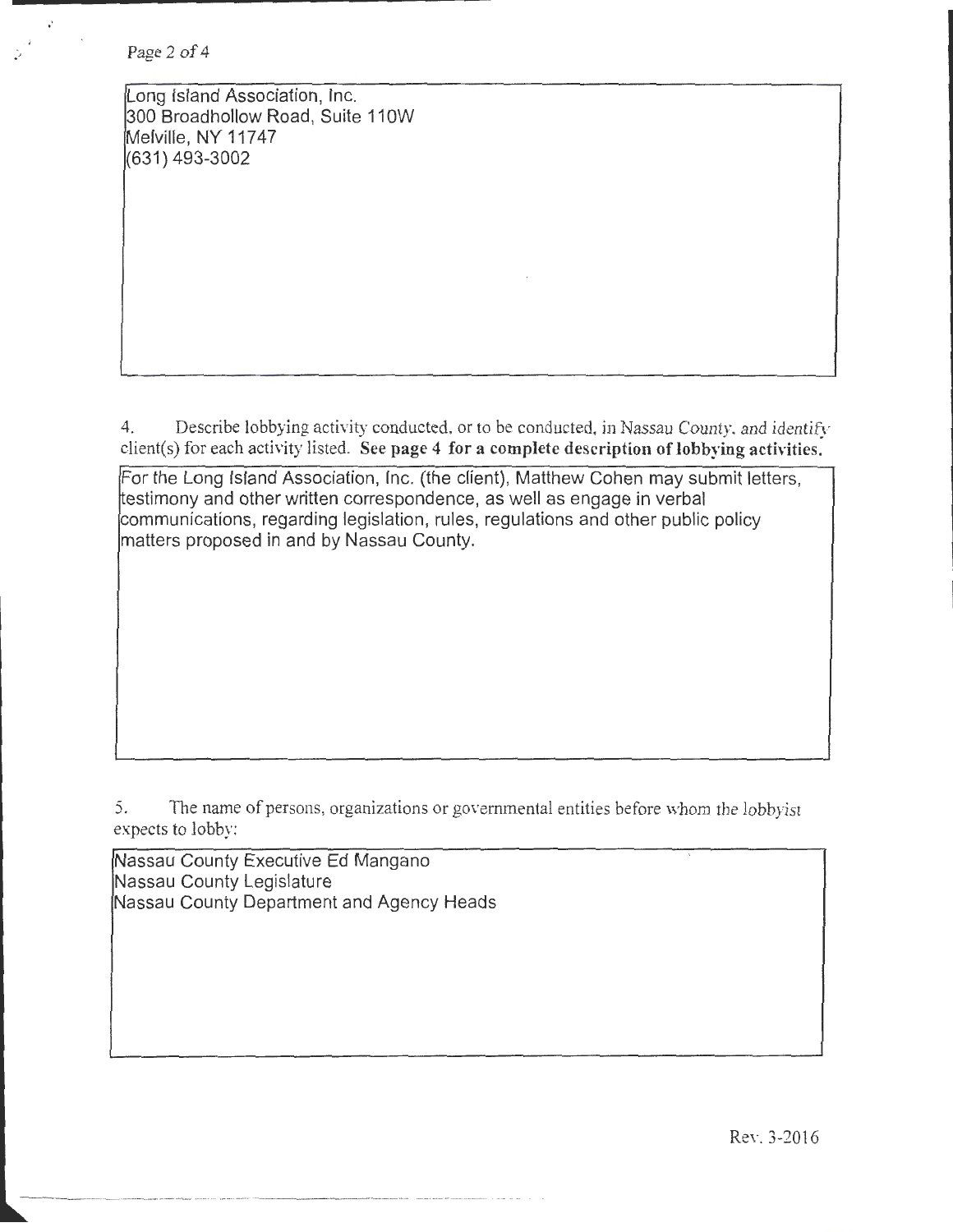Long Island Association, Inc.
300 Broadhollow Road, Suite 110W
Melville, NY 11747
(631) 493-3002

4. Describe lobbying activity conducted, or to be conducted, in Nassau County, and identify client(s) for each activity listed. **See page 4 for a complete description of lobbying activities.**

For the Long Island Association, Inc. (the client), Matthew Cohen may submit letters, testimony and other written correspondence, as well as engage in verbal communications, regarding legislation, rules, regulations and other public policy matters proposed in and by Nassau County.

5. The name of persons, organizations or governmental entities before whom the lobbyist expects to lobby:

Nassau County Executive Ed Mangano
Nassau County Legislature
Nassau County Department and Agency Heads

Rev. 3-2016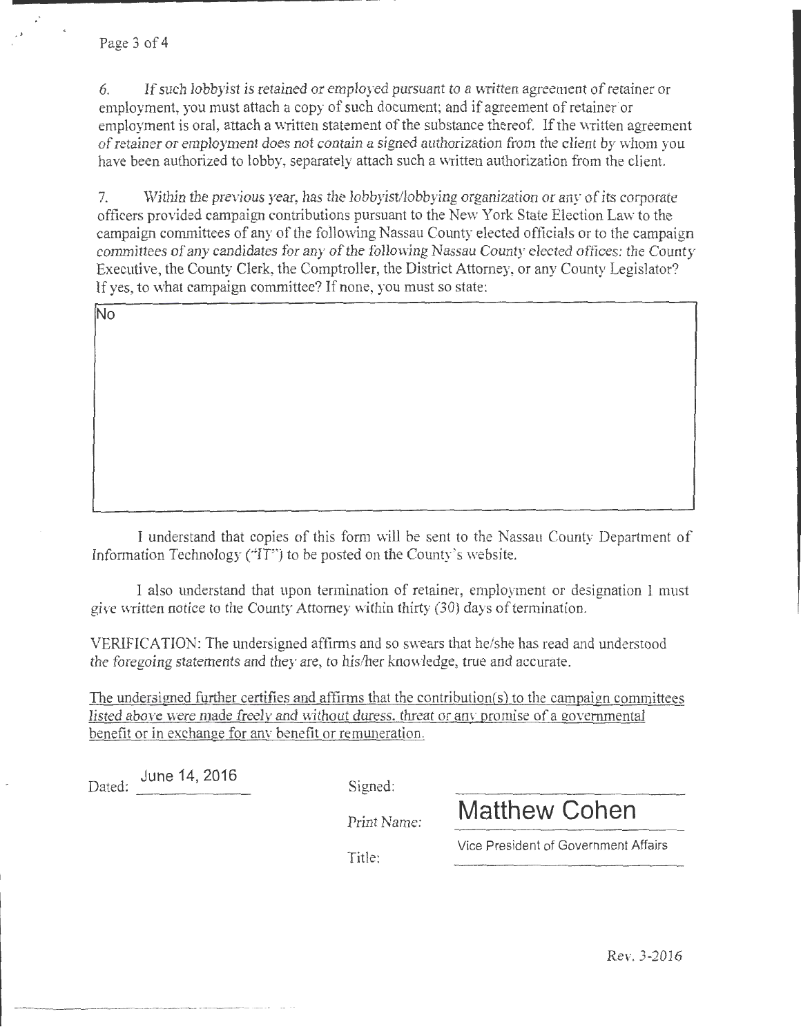6. *If such lobbyist is retained or employed pursuant to a written agreement of* retainer or employment, you must attach a copy of such document; and if agreement of retainer or employment is oral, attach a written statement of the substance thereof. If the written agreement *of retainer or employment does not contain a signed authorization from the client by* whom you have been authorized to lobby, separately attach such a written authorization from the client.

7. *Within the previous year, has the lobbyist/lobbying organization or any of its corporate* officers provided campaign contributions pursuant to the New York State Election Law to the campaign committees of any of the following Nassau County elected officials or to the campaign *committees of any candidates for any of the following Nassau County elected offices: the* County Executive, the County Clerk, the Comptroller, the District Attorney, or any County Legislator? If yes, to what campaign committee? If none, you must so state:

| No |
|---|

I understand that copies of this form will be sent to the Nassau County Department of Information Technology ("IT") to be posted on the County's website.

I also understand that upon termination of retainer, employment or designation I must give written notice to the County Attorney within thirty (30) days of termination.

VERIFICATION: The undersigned affirms and so swears that he/she has read and understood *the foregoing statements and they are, to his/her knowledge, true and accurate.*

The undersigned further certifies and affirms that the contribution(s) to the campaign committees listed above were made freely and without duress, threat or any promise of a governmental benefit or in exchange for any benefit or remuneration.

Dated: June 14, 2016

Signed:

*Print Name:* Matthew Cohen

Title: Vice President of Government Affairs

Rev. 3-2016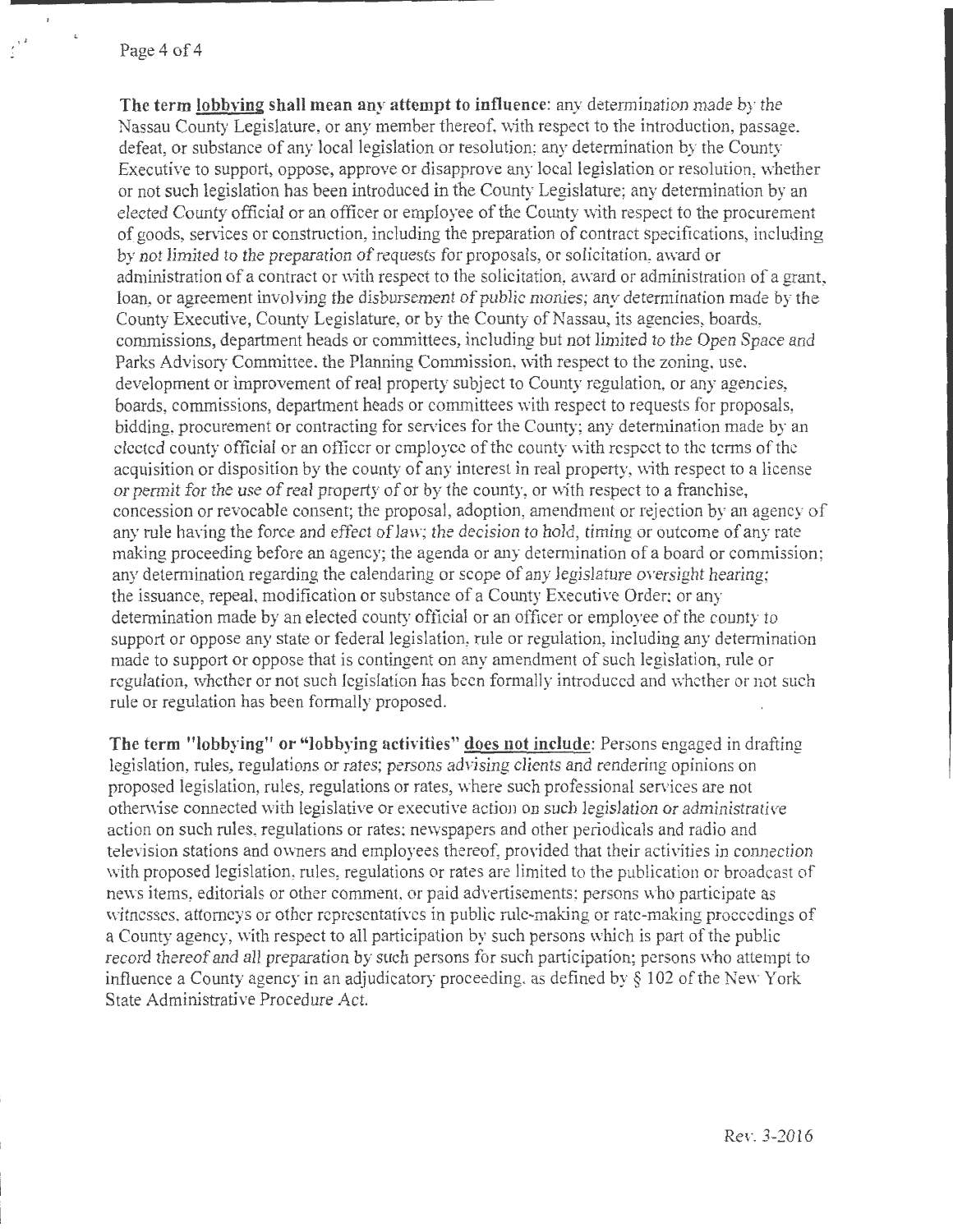**The term lobbying shall mean any attempt to influence**: any determination made by the Nassau County Legislature, or any member thereof, with respect to the introduction, passage, defeat, or substance of any local legislation or resolution; any determination by the County Executive to support, oppose, approve or disapprove any local legislation or resolution, whether or not such legislation has been introduced in the County Legislature; any determination by an elected County official or an officer or employee of the County with respect to the procurement of goods, services or construction, including the preparation of contract specifications, including by not limited to the preparation of requests for proposals, or solicitation, award or administration of a contract or with respect to the solicitation, award or administration of a grant, loan, or agreement involving the disbursement of public monies; any determination made by the County Executive, County Legislature, or by the County of Nassau, its agencies, boards, commissions, department heads or committees, including but not limited to the Open Space and Parks Advisory Committee, the Planning Commission, with respect to the zoning, use, development or improvement of real property subject to County regulation, or any agencies, boards, commissions, department heads or committees with respect to requests for proposals, bidding, procurement or contracting for services for the County; any determination made by an elected county official or an officer or employee of the county with respect to the terms of the acquisition or disposition by the county of any interest in real property, with respect to a license or permit for the use of real property of or by the county, or with respect to a franchise, concession or revocable consent; the proposal, adoption, amendment or rejection by an agency of any rule having the force and effect of law; the decision to hold, timing or outcome of any rate making proceeding before an agency; the agenda or any determination of a board or commission; any determination regarding the calendaring or scope of any legislature oversight hearing; the issuance, repeal, modification or substance of a County Executive Order; or any determination made by an elected county official or an officer or employee of the county to support or oppose any state or federal legislation, rule or regulation, including any determination made to support or oppose that is contingent on any amendment of such legislation, rule or regulation, whether or not such legislation has been formally introduced and whether or not such rule or regulation has been formally proposed.

**The term "lobbying" or "lobbying activities" does not include**: Persons engaged in drafting legislation, rules, regulations or rates; persons advising clients and rendering opinions on proposed legislation, rules, regulations or rates, where such professional services are not otherwise connected with legislative or executive action on such legislation or administrative action on such rules, regulations or rates; newspapers and other periodicals and radio and television stations and owners and employees thereof, provided that their activities in connection with proposed legislation, rules, regulations or rates are limited to the publication or broadcast of news items, editorials or other comment, or paid advertisements; persons who participate as witnesses, attorneys or other representatives in public rule-making or rate-making proceedings of a County agency, with respect to all participation by such persons which is part of the public record thereof and all preparation by such persons for such participation; persons who attempt to influence a County agency in an adjudicatory proceeding, as defined by § 102 of the New York State Administrative Procedure Act.

Rev. 3-2016